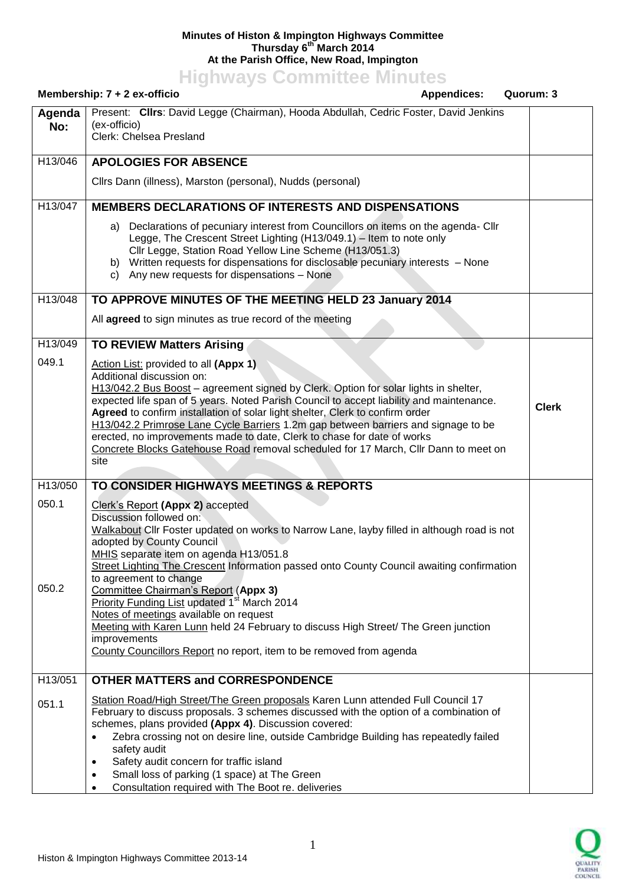**Minutes of Histon & Impington Highways Committee**
**Thursday 6th March 2014**
**At the Parish Office, New Road, Impington**

# Highways Committee Minutes

**Membership: 7 + 2 ex-officio** **Appendices:** **Quorum: 3**

| **Agenda No:** | Present: **Cllrs**: David Legge (Chairman), Hooda Abdullah, Cedric Foster, David Jenkins (ex-officio)<br>Clerk: Chelsea Presland | |
|---|---|---|
| H13/046 | **APOLOGIES FOR ABSENCE**<br><br>Cllrs Dann (illness), Marston (personal), Nudds (personal) | |
| H13/047 | **MEMBERS DECLARATIONS OF INTERESTS AND DISPENSATIONS**<br><br>a) Declarations of pecuniary interest from Councillors on items on the agenda- Cllr Legge, The Crescent Street Lighting (H13/049.1) – Item to note only<br>Cllr Legge, Station Road Yellow Line Scheme (H13/051.3)<br>b) Written requests for dispensations for disclosable pecuniary interests – None<br>c) Any new requests for dispensations – None | |
| H13/048 | **TO APPROVE MINUTES OF THE MEETING HELD 23 January 2014**<br><br>All **agreed** to sign minutes as true record of the meeting | |
| H13/049 | **TO REVIEW Matters Arising** | |
| 049.1 | Action List: provided to all **(Appx 1)**<br>Additional discussion on:<br>H13/042.2 Bus Boost – agreement signed by Clerk. Option for solar lights in shelter, expected life span of 5 years. Noted Parish Council to accept liability and maintenance. **Agreed** to confirm installation of solar light shelter, Clerk to confirm order<br>H13/042.2 Primrose Lane Cycle Barriers 1.2m gap between barriers and signage to be erected, no improvements made to date, Clerk to chase for date of works<br>Concrete Blocks Gatehouse Road removal scheduled for 17 March, Cllr Dann to meet on site | **Clerk** |
| H13/050 | **TO CONSIDER HIGHWAYS MEETINGS & REPORTS** | |
| 050.1<br><br><br><br><br><br><br>050.2 | Clerk's Report **(Appx 2)** accepted<br>Discussion followed on:<br>Walkabout Cllr Foster updated on works to Narrow Lane, layby filled in although road is not adopted by County Council<br>MHIS separate item on agenda H13/051.8<br>Street Lighting The Crescent Information passed onto County Council awaiting confirmation to agreement to change<br>Committee Chairman's Report (**Appx 3)**<br>Priority Funding List updated 1st March 2014<br>Notes of meetings available on request<br>Meeting with Karen Lunn held 24 February to discuss High Street/ The Green junction improvements<br>County Councillors Report no report, item to be removed from agenda | |
| H13/051 | **OTHER MATTERS and CORRESPONDENCE** | |
| 051.1 | Station Road/High Street/The Green proposals Karen Lunn attended Full Council 17 February to discuss proposals. 3 schemes discussed with the option of a combination of schemes, plans provided **(Appx 4)**. Discussion covered:<br>• Zebra crossing not on desire line, outside Cambridge Building has repeatedly failed safety audit<br>• Safety audit concern for traffic island<br>• Small loss of parking (1 space) at The Green<br>• Consultation required with The Boot re. deliveries | |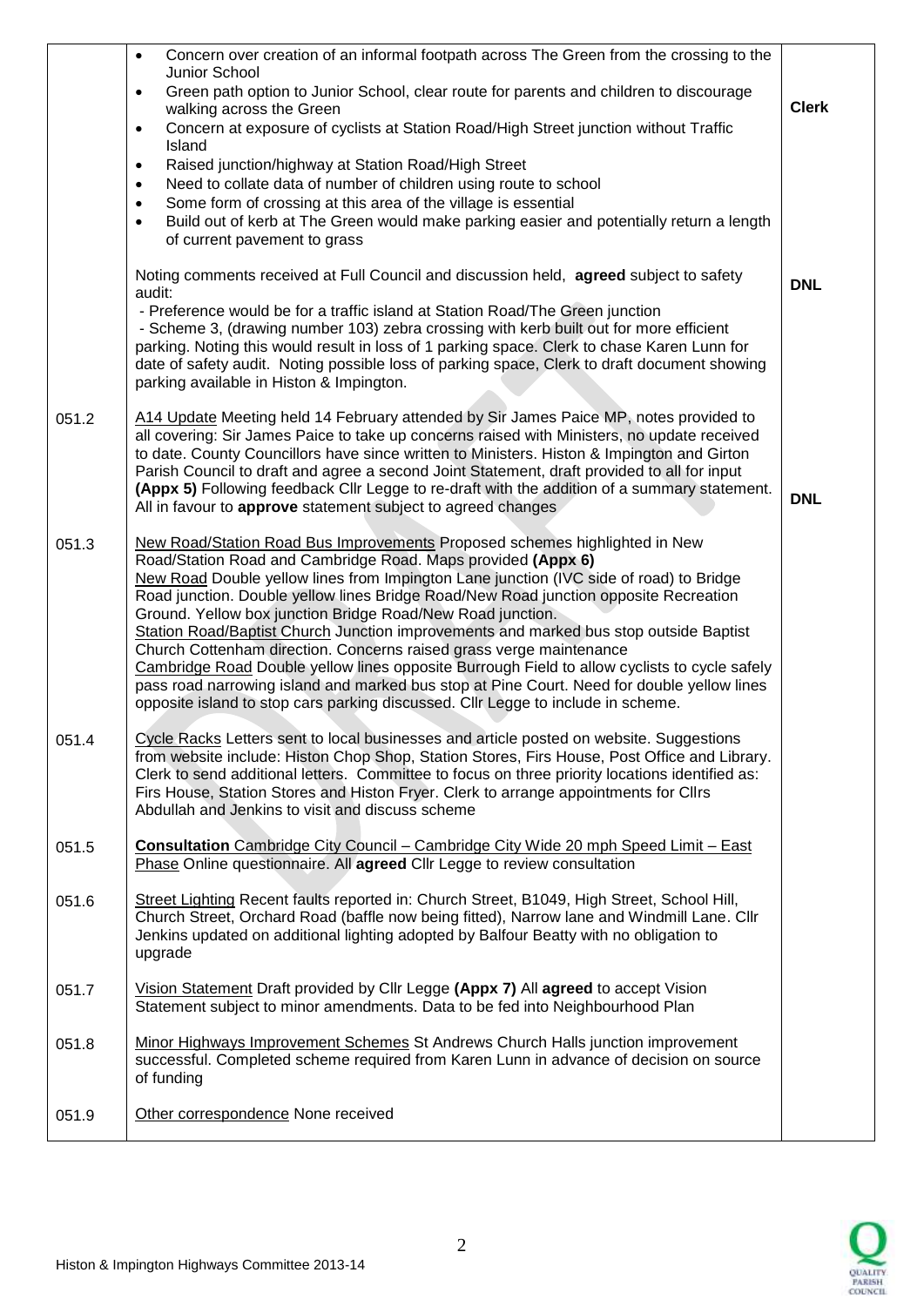| | | |
|---|---|---|
| | • Concern over creation of an informal footpath across The Green from the crossing to the Junior School<br>• Green path option to Junior School, clear route for parents and children to discourage walking across the Green<br>• Concern at exposure of cyclists at Station Road/High Street junction without Traffic Island<br>• Raised junction/highway at Station Road/High Street<br>• Need to collate data of number of children using route to school<br>• Some form of crossing at this area of the village is essential<br>• Build out of kerb at The Green would make parking easier and potentially return a length of current pavement to grass<br><br>Noting comments received at Full Council and discussion held, **agreed** subject to safety audit:<br>- Preference would be for a traffic island at Station Road/The Green junction<br>- Scheme 3, (drawing number 103) zebra crossing with kerb built out for more efficient parking. Noting this would result in loss of 1 parking space. Clerk to chase Karen Lunn for date of safety audit. Noting possible loss of parking space, Clerk to draft document showing parking available in Histon & Impington. | **Clerk**<br><br><br><br><br>**DNL** |
| 051.2 | A14 Update Meeting held 14 February attended by Sir James Paice MP, notes provided to all covering: Sir James Paice to take up concerns raised with Ministers, no update received to date. County Councillors have since written to Ministers. Histon & Impington and Girton Parish Council to draft and agree a second Joint Statement, draft provided to all for input **(Appx 5)** Following feedback Cllr Legge to re-draft with the addition of a summary statement. All in favour to **approve** statement subject to agreed changes | **DNL** |
| 051.3 | New Road/Station Road Bus Improvements Proposed schemes highlighted in New Road/Station Road and Cambridge Road. Maps provided **(Appx 6)**<br>New Road Double yellow lines from Impington Lane junction (IVC side of road) to Bridge Road junction. Double yellow lines Bridge Road/New Road junction opposite Recreation Ground. Yellow box junction Bridge Road/New Road junction.<br>Station Road/Baptist Church Junction improvements and marked bus stop outside Baptist Church Cottenham direction. Concerns raised grass verge maintenance<br>Cambridge Road Double yellow lines opposite Burrough Field to allow cyclists to cycle safely pass road narrowing island and marked bus stop at Pine Court. Need for double yellow lines opposite island to stop cars parking discussed. Cllr Legge to include in scheme. | |
| 051.4 | Cycle Racks Letters sent to local businesses and article posted on website. Suggestions from website include: Histon Chop Shop, Station Stores, Firs House, Post Office and Library. Clerk to send additional letters. Committee to focus on three priority locations identified as: Firs House, Station Stores and Histon Fryer. Clerk to arrange appointments for Cllrs Abdullah and Jenkins to visit and discuss scheme | |
| 051.5 | **Consultation** Cambridge City Council – Cambridge City Wide 20 mph Speed Limit – East Phase Online questionnaire. All **agreed** Cllr Legge to review consultation | |
| 051.6 | Street Lighting Recent faults reported in: Church Street, B1049, High Street, School Hill, Church Street, Orchard Road (baffle now being fitted), Narrow lane and Windmill Lane. Cllr Jenkins updated on additional lighting adopted by Balfour Beatty with no obligation to upgrade | |
| 051.7 | Vision Statement Draft provided by Cllr Legge **(Appx 7)** All **agreed** to accept Vision Statement subject to minor amendments. Data to be fed into Neighbourhood Plan | |
| 051.8 | Minor Highways Improvement Schemes St Andrews Church Halls junction improvement successful. Completed scheme required from Karen Lunn in advance of decision on source of funding | |
| 051.9 | Other correspondence None received | |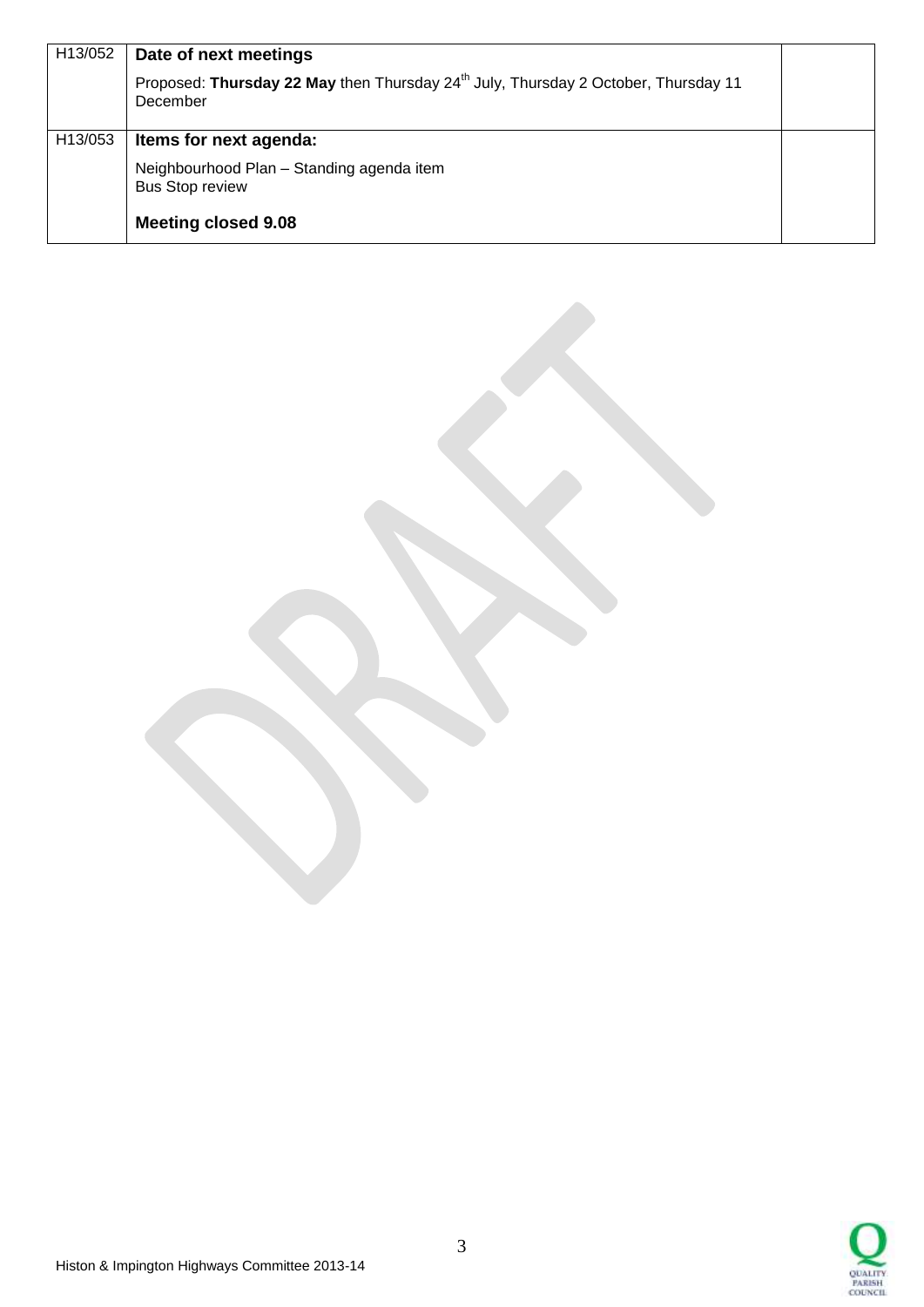| | | |
|---|---|---|
| H13/052 | **Date of next meetings**<br><br>Proposed: **Thursday 22 May** then Thursday 24th July, Thursday 2 October, Thursday 11 December | |
| H13/053 | **Items for next agenda:**<br><br>Neighbourhood Plan – Standing agenda item<br>Bus Stop review<br><br>**Meeting closed 9.08** | |

DRAFT